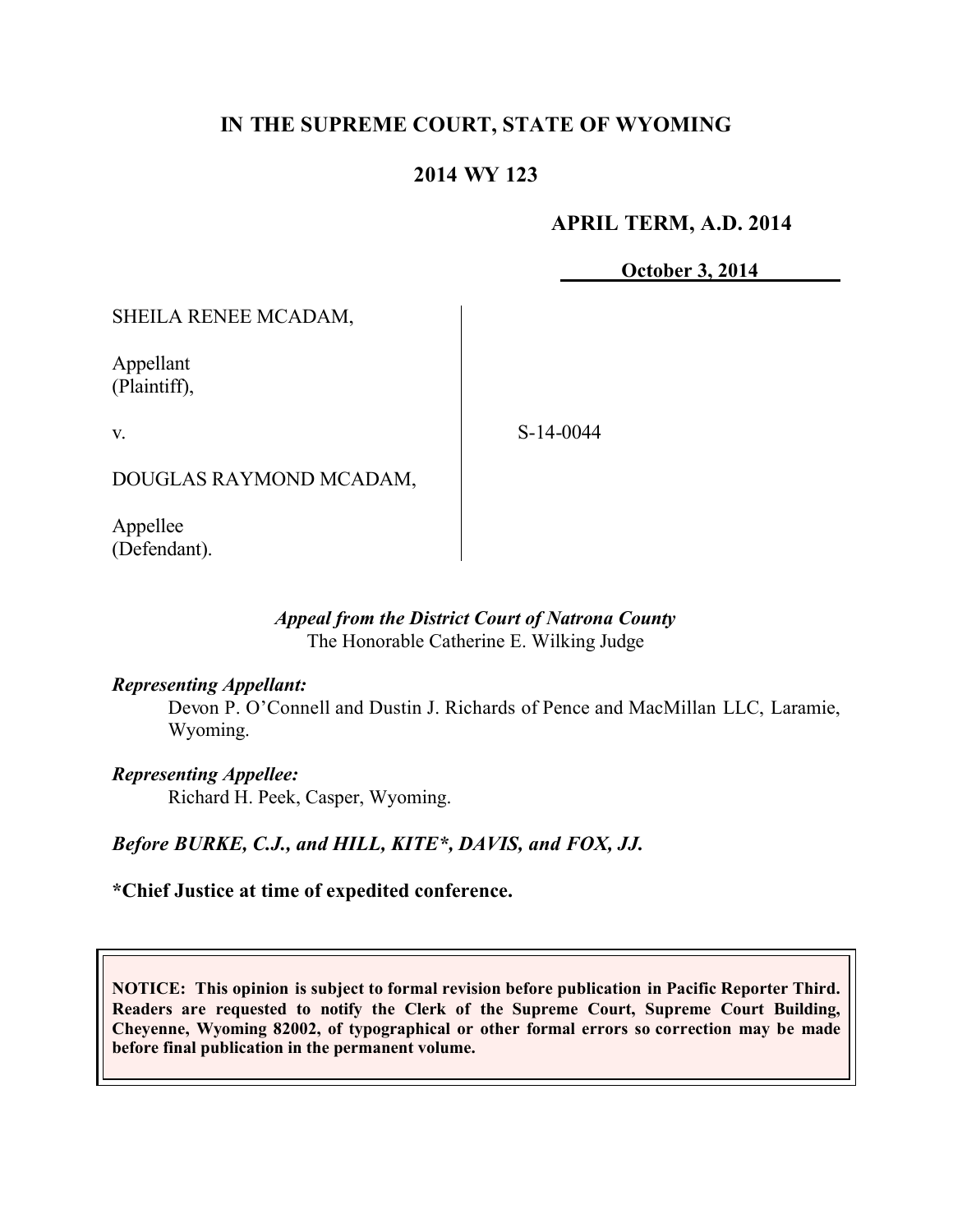# IN THE SUPREME COURT, STATE OF WYOMING

## 2014 WY 123

**APRIL TERM, A.D. 2014**

**October 3, 2014**

SHEILA RENEE MCADAM,

Appellant
(Plaintiff),

v.

DOUGLAS RAYMOND MCADAM,

Appellee
(Defendant).

S-14-0044

*Appeal from the District Court of Natrona County*
The Honorable Catherine E. Wilking Judge

***Representing Appellant:***
Devon P. O'Connell and Dustin J. Richards of Pence and MacMillan LLC, Laramie, Wyoming.

***Representing Appellee:***
Richard H. Peek, Casper, Wyoming.

***Before BURKE, C.J., and HILL, KITE\*, DAVIS, and FOX, JJ.***

**\*Chief Justice at time of expedited conference.**

**NOTICE: This opinion is subject to formal revision before publication in Pacific Reporter Third. Readers are requested to notify the Clerk of the Supreme Court, Supreme Court Building, Cheyenne, Wyoming 82002, of typographical or other formal errors so correction may be made before final publication in the permanent volume.**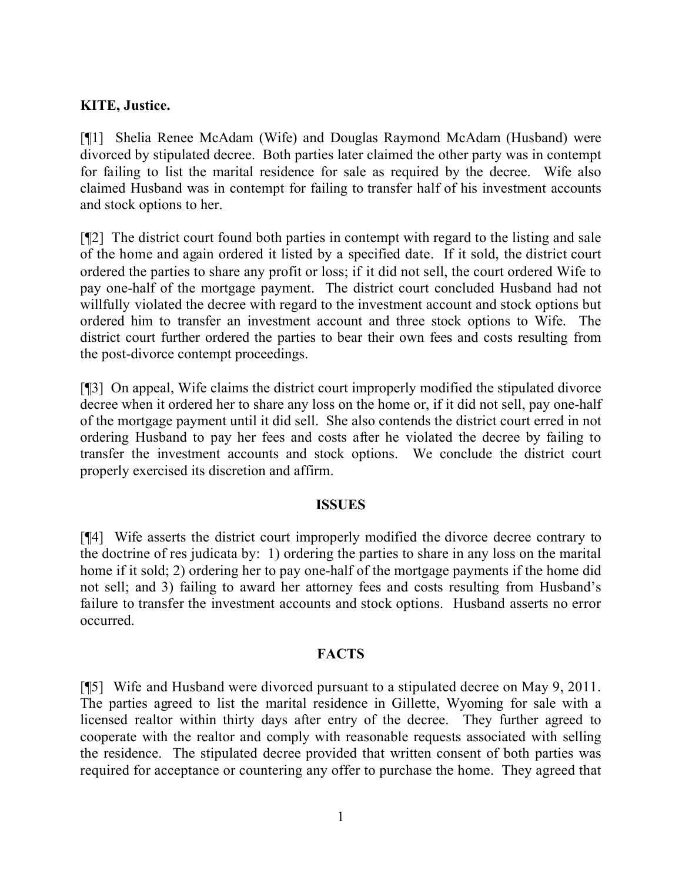**KITE, Justice.**

[¶1] Shelia Renee McAdam (Wife) and Douglas Raymond McAdam (Husband) were divorced by stipulated decree. Both parties later claimed the other party was in contempt for failing to list the marital residence for sale as required by the decree. Wife also claimed Husband was in contempt for failing to transfer half of his investment accounts and stock options to her.

[¶2] The district court found both parties in contempt with regard to the listing and sale of the home and again ordered it listed by a specified date. If it sold, the district court ordered the parties to share any profit or loss; if it did not sell, the court ordered Wife to pay one-half of the mortgage payment. The district court concluded Husband had not willfully violated the decree with regard to the investment account and stock options but ordered him to transfer an investment account and three stock options to Wife. The district court further ordered the parties to bear their own fees and costs resulting from the post-divorce contempt proceedings.

[¶3] On appeal, Wife claims the district court improperly modified the stipulated divorce decree when it ordered her to share any loss on the home or, if it did not sell, pay one-half of the mortgage payment until it did sell. She also contends the district court erred in not ordering Husband to pay her fees and costs after he violated the decree by failing to transfer the investment accounts and stock options. We conclude the district court properly exercised its discretion and affirm.

## ISSUES

[¶4] Wife asserts the district court improperly modified the divorce decree contrary to the doctrine of res judicata by: 1) ordering the parties to share in any loss on the marital home if it sold; 2) ordering her to pay one-half of the mortgage payments if the home did not sell; and 3) failing to award her attorney fees and costs resulting from Husband's failure to transfer the investment accounts and stock options. Husband asserts no error occurred.

## FACTS

[¶5] Wife and Husband were divorced pursuant to a stipulated decree on May 9, 2011. The parties agreed to list the marital residence in Gillette, Wyoming for sale with a licensed realtor within thirty days after entry of the decree. They further agreed to cooperate with the realtor and comply with reasonable requests associated with selling the residence. The stipulated decree provided that written consent of both parties was required for acceptance or countering any offer to purchase the home. They agreed that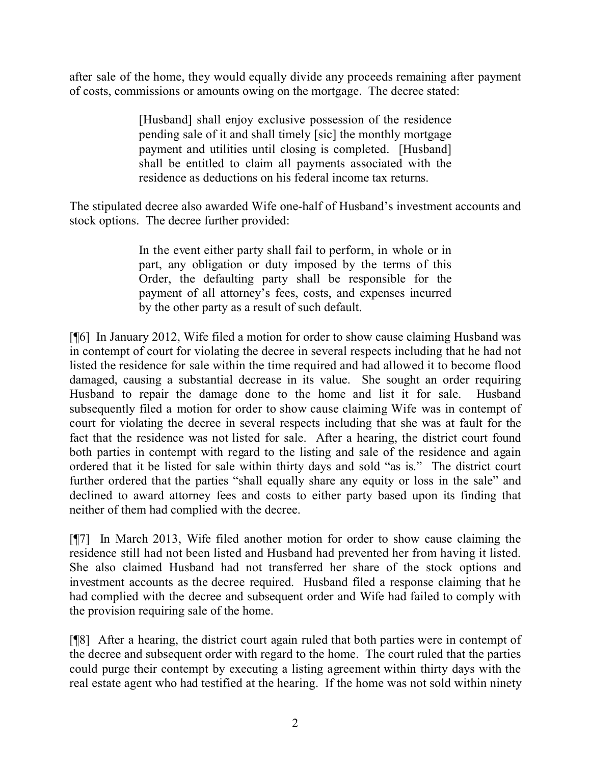after sale of the home, they would equally divide any proceeds remaining after payment of costs, commissions or amounts owing on the mortgage. The decree stated:

> [Husband] shall enjoy exclusive possession of the residence pending sale of it and shall timely [sic] the monthly mortgage payment and utilities until closing is completed. [Husband] shall be entitled to claim all payments associated with the residence as deductions on his federal income tax returns.

The stipulated decree also awarded Wife one-half of Husband's investment accounts and stock options. The decree further provided:

> In the event either party shall fail to perform, in whole or in part, any obligation or duty imposed by the terms of this Order, the defaulting party shall be responsible for the payment of all attorney's fees, costs, and expenses incurred by the other party as a result of such default.

[¶6] In January 2012, Wife filed a motion for order to show cause claiming Husband was in contempt of court for violating the decree in several respects including that he had not listed the residence for sale within the time required and had allowed it to become flood damaged, causing a substantial decrease in its value. She sought an order requiring Husband to repair the damage done to the home and list it for sale. Husband subsequently filed a motion for order to show cause claiming Wife was in contempt of court for violating the decree in several respects including that she was at fault for the fact that the residence was not listed for sale. After a hearing, the district court found both parties in contempt with regard to the listing and sale of the residence and again ordered that it be listed for sale within thirty days and sold "as is." The district court further ordered that the parties "shall equally share any equity or loss in the sale" and declined to award attorney fees and costs to either party based upon its finding that neither of them had complied with the decree.

[¶7] In March 2013, Wife filed another motion for order to show cause claiming the residence still had not been listed and Husband had prevented her from having it listed. She also claimed Husband had not transferred her share of the stock options and investment accounts as the decree required. Husband filed a response claiming that he had complied with the decree and subsequent order and Wife had failed to comply with the provision requiring sale of the home.

[¶8] After a hearing, the district court again ruled that both parties were in contempt of the decree and subsequent order with regard to the home. The court ruled that the parties could purge their contempt by executing a listing agreement within thirty days with the real estate agent who had testified at the hearing. If the home was not sold within ninety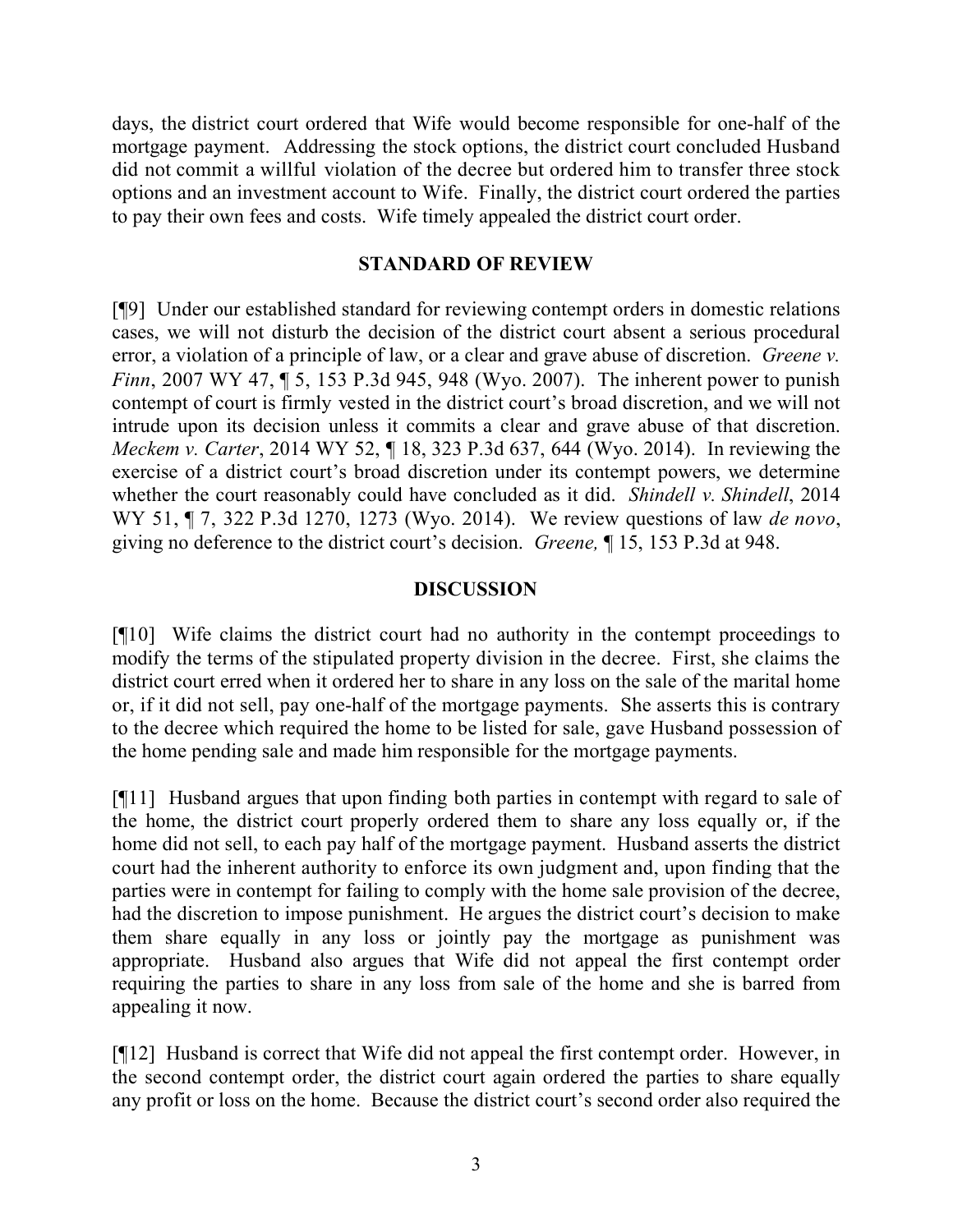days, the district court ordered that Wife would become responsible for one-half of the mortgage payment. Addressing the stock options, the district court concluded Husband did not commit a willful violation of the decree but ordered him to transfer three stock options and an investment account to Wife. Finally, the district court ordered the parties to pay their own fees and costs. Wife timely appealed the district court order.

## STANDARD OF REVIEW

[¶9] Under our established standard for reviewing contempt orders in domestic relations cases, we will not disturb the decision of the district court absent a serious procedural error, a violation of a principle of law, or a clear and grave abuse of discretion. *Greene v. Finn*, 2007 WY 47, ¶ 5, 153 P.3d 945, 948 (Wyo. 2007). The inherent power to punish contempt of court is firmly vested in the district court's broad discretion, and we will not intrude upon its decision unless it commits a clear and grave abuse of that discretion. *Meckem v. Carter*, 2014 WY 52, ¶ 18, 323 P.3d 637, 644 (Wyo. 2014). In reviewing the exercise of a district court's broad discretion under its contempt powers, we determine whether the court reasonably could have concluded as it did. *Shindell v. Shindell*, 2014 WY 51, ¶ 7, 322 P.3d 1270, 1273 (Wyo. 2014). We review questions of law *de novo*, giving no deference to the district court's decision. *Greene,* ¶ 15, 153 P.3d at 948.

## DISCUSSION

[¶10] Wife claims the district court had no authority in the contempt proceedings to modify the terms of the stipulated property division in the decree. First, she claims the district court erred when it ordered her to share in any loss on the sale of the marital home or, if it did not sell, pay one-half of the mortgage payments. She asserts this is contrary to the decree which required the home to be listed for sale, gave Husband possession of the home pending sale and made him responsible for the mortgage payments.

[¶11] Husband argues that upon finding both parties in contempt with regard to sale of the home, the district court properly ordered them to share any loss equally or, if the home did not sell, to each pay half of the mortgage payment. Husband asserts the district court had the inherent authority to enforce its own judgment and, upon finding that the parties were in contempt for failing to comply with the home sale provision of the decree, had the discretion to impose punishment. He argues the district court's decision to make them share equally in any loss or jointly pay the mortgage as punishment was appropriate. Husband also argues that Wife did not appeal the first contempt order requiring the parties to share in any loss from sale of the home and she is barred from appealing it now.

[¶12] Husband is correct that Wife did not appeal the first contempt order. However, in the second contempt order, the district court again ordered the parties to share equally any profit or loss on the home. Because the district court's second order also required the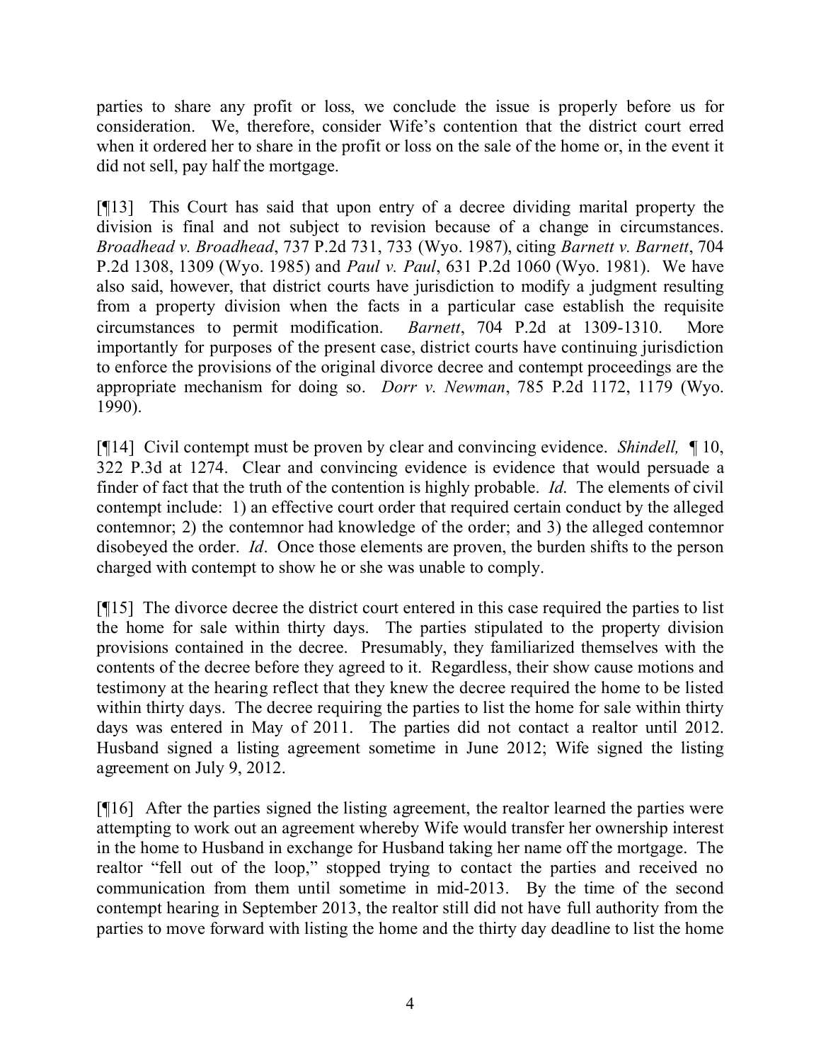parties to share any profit or loss, we conclude the issue is properly before us for consideration. We, therefore, consider Wife's contention that the district court erred when it ordered her to share in the profit or loss on the sale of the home or, in the event it did not sell, pay half the mortgage.

[¶13] This Court has said that upon entry of a decree dividing marital property the division is final and not subject to revision because of a change in circumstances. *Broadhead v. Broadhead*, 737 P.2d 731, 733 (Wyo. 1987), citing *Barnett v. Barnett*, 704 P.2d 1308, 1309 (Wyo. 1985) and *Paul v. Paul*, 631 P.2d 1060 (Wyo. 1981). We have also said, however, that district courts have jurisdiction to modify a judgment resulting from a property division when the facts in a particular case establish the requisite circumstances to permit modification. *Barnett*, 704 P.2d at 1309-1310. More importantly for purposes of the present case, district courts have continuing jurisdiction to enforce the provisions of the original divorce decree and contempt proceedings are the appropriate mechanism for doing so. *Dorr v. Newman*, 785 P.2d 1172, 1179 (Wyo. 1990).

[¶14] Civil contempt must be proven by clear and convincing evidence. *Shindell,* ¶ 10, 322 P.3d at 1274. Clear and convincing evidence is evidence that would persuade a finder of fact that the truth of the contention is highly probable. *Id*. The elements of civil contempt include: 1) an effective court order that required certain conduct by the alleged contemnor; 2) the contemnor had knowledge of the order; and 3) the alleged contemnor disobeyed the order. *Id*. Once those elements are proven, the burden shifts to the person charged with contempt to show he or she was unable to comply.

[¶15] The divorce decree the district court entered in this case required the parties to list the home for sale within thirty days. The parties stipulated to the property division provisions contained in the decree. Presumably, they familiarized themselves with the contents of the decree before they agreed to it. Regardless, their show cause motions and testimony at the hearing reflect that they knew the decree required the home to be listed within thirty days. The decree requiring the parties to list the home for sale within thirty days was entered in May of 2011. The parties did not contact a realtor until 2012. Husband signed a listing agreement sometime in June 2012; Wife signed the listing agreement on July 9, 2012.

[¶16] After the parties signed the listing agreement, the realtor learned the parties were attempting to work out an agreement whereby Wife would transfer her ownership interest in the home to Husband in exchange for Husband taking her name off the mortgage. The realtor "fell out of the loop," stopped trying to contact the parties and received no communication from them until sometime in mid-2013. By the time of the second contempt hearing in September 2013, the realtor still did not have full authority from the parties to move forward with listing the home and the thirty day deadline to list the home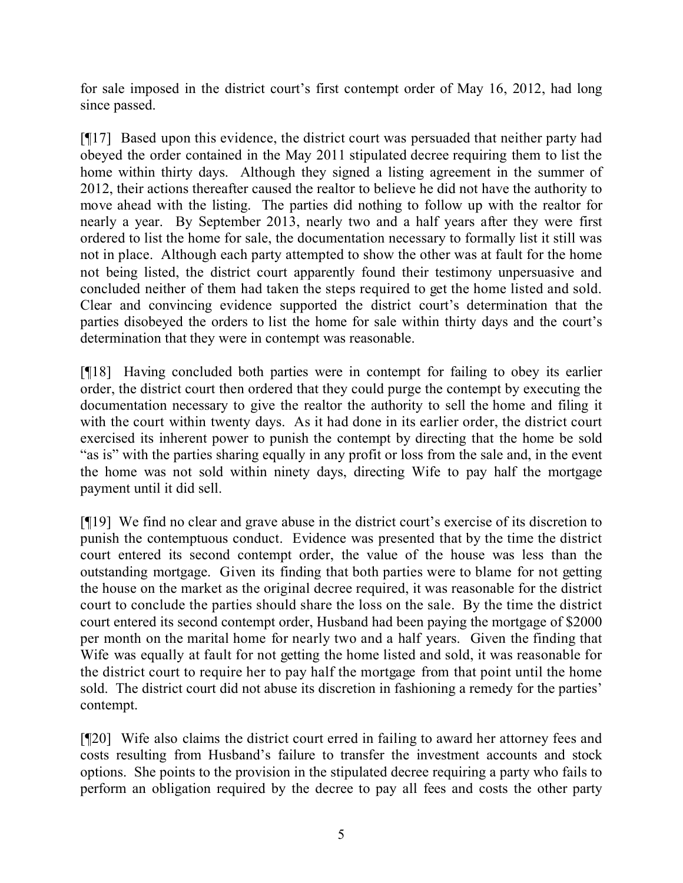for sale imposed in the district court's first contempt order of May 16, 2012, had long since passed.

[¶17] Based upon this evidence, the district court was persuaded that neither party had obeyed the order contained in the May 2011 stipulated decree requiring them to list the home within thirty days. Although they signed a listing agreement in the summer of 2012, their actions thereafter caused the realtor to believe he did not have the authority to move ahead with the listing. The parties did nothing to follow up with the realtor for nearly a year. By September 2013, nearly two and a half years after they were first ordered to list the home for sale, the documentation necessary to formally list it still was not in place. Although each party attempted to show the other was at fault for the home not being listed, the district court apparently found their testimony unpersuasive and concluded neither of them had taken the steps required to get the home listed and sold. Clear and convincing evidence supported the district court's determination that the parties disobeyed the orders to list the home for sale within thirty days and the court's determination that they were in contempt was reasonable.

[¶18] Having concluded both parties were in contempt for failing to obey its earlier order, the district court then ordered that they could purge the contempt by executing the documentation necessary to give the realtor the authority to sell the home and filing it with the court within twenty days. As it had done in its earlier order, the district court exercised its inherent power to punish the contempt by directing that the home be sold "as is" with the parties sharing equally in any profit or loss from the sale and, in the event the home was not sold within ninety days, directing Wife to pay half the mortgage payment until it did sell.

[¶19] We find no clear and grave abuse in the district court's exercise of its discretion to punish the contemptuous conduct. Evidence was presented that by the time the district court entered its second contempt order, the value of the house was less than the outstanding mortgage. Given its finding that both parties were to blame for not getting the house on the market as the original decree required, it was reasonable for the district court to conclude the parties should share the loss on the sale. By the time the district court entered its second contempt order, Husband had been paying the mortgage of $2000 per month on the marital home for nearly two and a half years. Given the finding that Wife was equally at fault for not getting the home listed and sold, it was reasonable for the district court to require her to pay half the mortgage from that point until the home sold. The district court did not abuse its discretion in fashioning a remedy for the parties' contempt.

[¶20] Wife also claims the district court erred in failing to award her attorney fees and costs resulting from Husband's failure to transfer the investment accounts and stock options. She points to the provision in the stipulated decree requiring a party who fails to perform an obligation required by the decree to pay all fees and costs the other party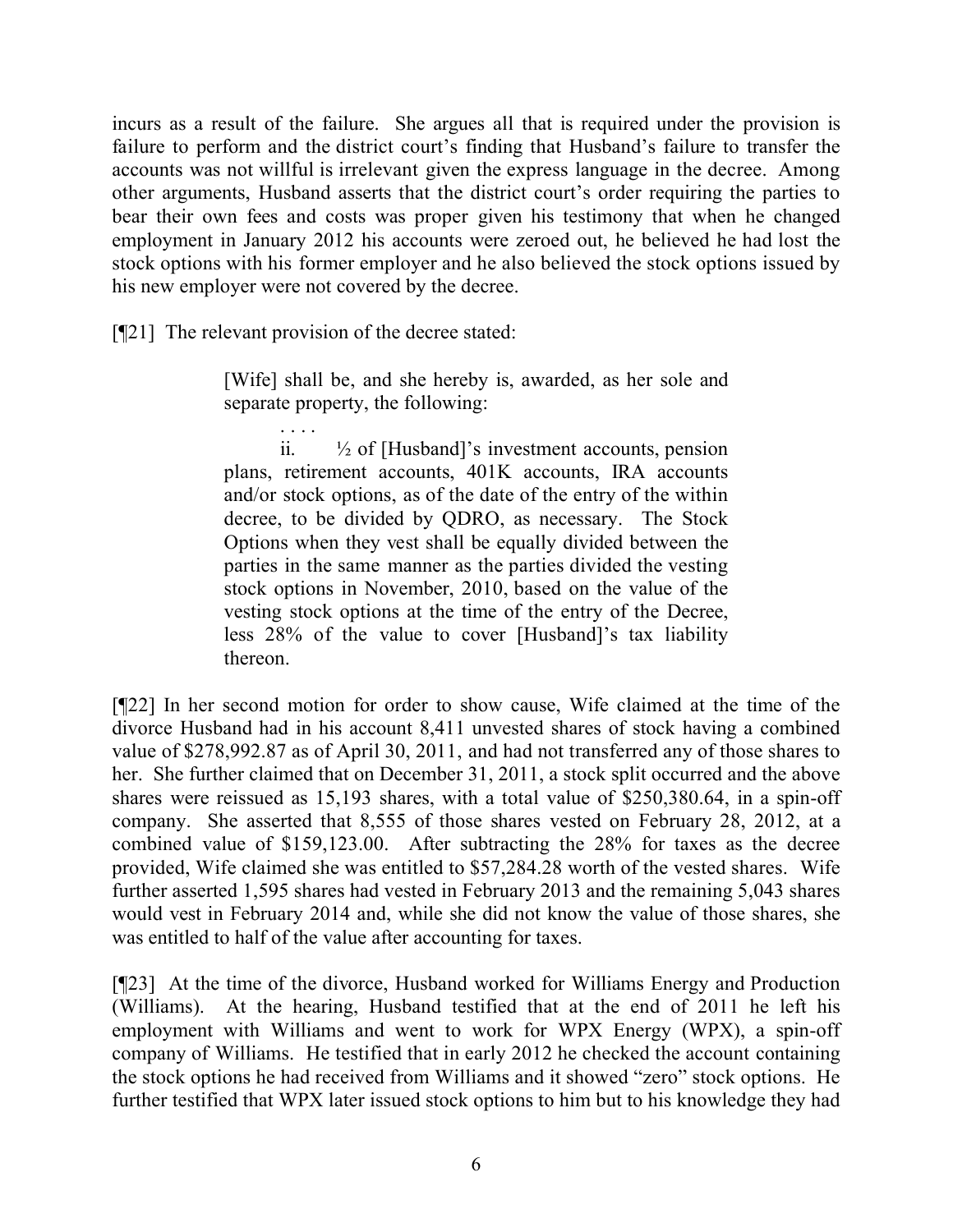incurs as a result of the failure. She argues all that is required under the provision is failure to perform and the district court's finding that Husband's failure to transfer the accounts was not willful is irrelevant given the express language in the decree. Among other arguments, Husband asserts that the district court's order requiring the parties to bear their own fees and costs was proper given his testimony that when he changed employment in January 2012 his accounts were zeroed out, he believed he had lost the stock options with his former employer and he also believed the stock options issued by his new employer were not covered by the decree.

[¶21] The relevant provision of the decree stated:

> [Wife] shall be, and she hereby is, awarded, as her sole and separate property, the following:
>
> . . . .
>
> ii. ½ of [Husband]'s investment accounts, pension plans, retirement accounts, 401K accounts, IRA accounts and/or stock options, as of the date of the entry of the within decree, to be divided by QDRO, as necessary. The Stock Options when they vest shall be equally divided between the parties in the same manner as the parties divided the vesting stock options in November, 2010, based on the value of the vesting stock options at the time of the entry of the Decree, less 28% of the value to cover [Husband]'s tax liability thereon.

[¶22] In her second motion for order to show cause, Wife claimed at the time of the divorce Husband had in his account 8,411 unvested shares of stock having a combined value of $278,992.87 as of April 30, 2011, and had not transferred any of those shares to her. She further claimed that on December 31, 2011, a stock split occurred and the above shares were reissued as 15,193 shares, with a total value of $250,380.64, in a spin-off company. She asserted that 8,555 of those shares vested on February 28, 2012, at a combined value of $159,123.00. After subtracting the 28% for taxes as the decree provided, Wife claimed she was entitled to $57,284.28 worth of the vested shares. Wife further asserted 1,595 shares had vested in February 2013 and the remaining 5,043 shares would vest in February 2014 and, while she did not know the value of those shares, she was entitled to half of the value after accounting for taxes.

[¶23] At the time of the divorce, Husband worked for Williams Energy and Production (Williams). At the hearing, Husband testified that at the end of 2011 he left his employment with Williams and went to work for WPX Energy (WPX), a spin-off company of Williams. He testified that in early 2012 he checked the account containing the stock options he had received from Williams and it showed "zero" stock options. He further testified that WPX later issued stock options to him but to his knowledge they had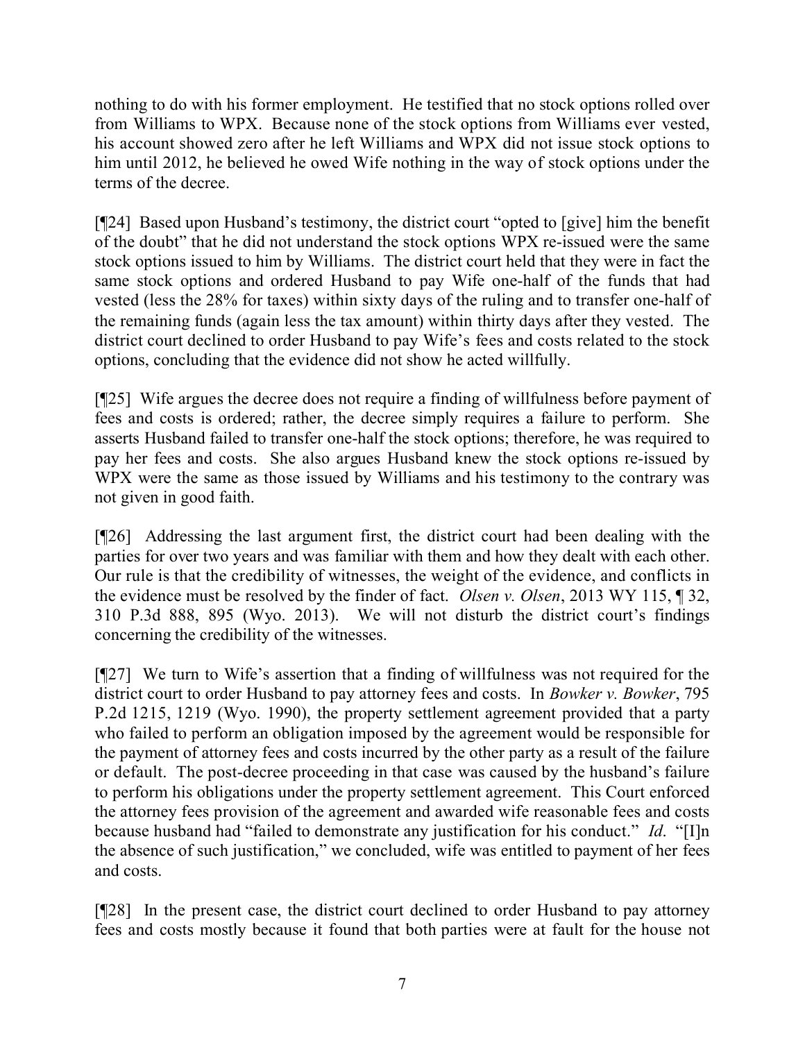nothing to do with his former employment. He testified that no stock options rolled over from Williams to WPX. Because none of the stock options from Williams ever vested, his account showed zero after he left Williams and WPX did not issue stock options to him until 2012, he believed he owed Wife nothing in the way of stock options under the terms of the decree.

[¶24] Based upon Husband's testimony, the district court "opted to [give] him the benefit of the doubt" that he did not understand the stock options WPX re-issued were the same stock options issued to him by Williams. The district court held that they were in fact the same stock options and ordered Husband to pay Wife one-half of the funds that had vested (less the 28% for taxes) within sixty days of the ruling and to transfer one-half of the remaining funds (again less the tax amount) within thirty days after they vested. The district court declined to order Husband to pay Wife's fees and costs related to the stock options, concluding that the evidence did not show he acted willfully.

[¶25] Wife argues the decree does not require a finding of willfulness before payment of fees and costs is ordered; rather, the decree simply requires a failure to perform. She asserts Husband failed to transfer one-half the stock options; therefore, he was required to pay her fees and costs. She also argues Husband knew the stock options re-issued by WPX were the same as those issued by Williams and his testimony to the contrary was not given in good faith.

[¶26] Addressing the last argument first, the district court had been dealing with the parties for over two years and was familiar with them and how they dealt with each other. Our rule is that the credibility of witnesses, the weight of the evidence, and conflicts in the evidence must be resolved by the finder of fact. *Olsen v. Olsen*, 2013 WY 115, ¶ 32, 310 P.3d 888, 895 (Wyo. 2013). We will not disturb the district court's findings concerning the credibility of the witnesses.

[¶27] We turn to Wife's assertion that a finding of willfulness was not required for the district court to order Husband to pay attorney fees and costs. In *Bowker v. Bowker*, 795 P.2d 1215, 1219 (Wyo. 1990), the property settlement agreement provided that a party who failed to perform an obligation imposed by the agreement would be responsible for the payment of attorney fees and costs incurred by the other party as a result of the failure or default. The post-decree proceeding in that case was caused by the husband's failure to perform his obligations under the property settlement agreement. This Court enforced the attorney fees provision of the agreement and awarded wife reasonable fees and costs because husband had "failed to demonstrate any justification for his conduct." *Id*. "[I]n the absence of such justification," we concluded, wife was entitled to payment of her fees and costs.

[¶28] In the present case, the district court declined to order Husband to pay attorney fees and costs mostly because it found that both parties were at fault for the house not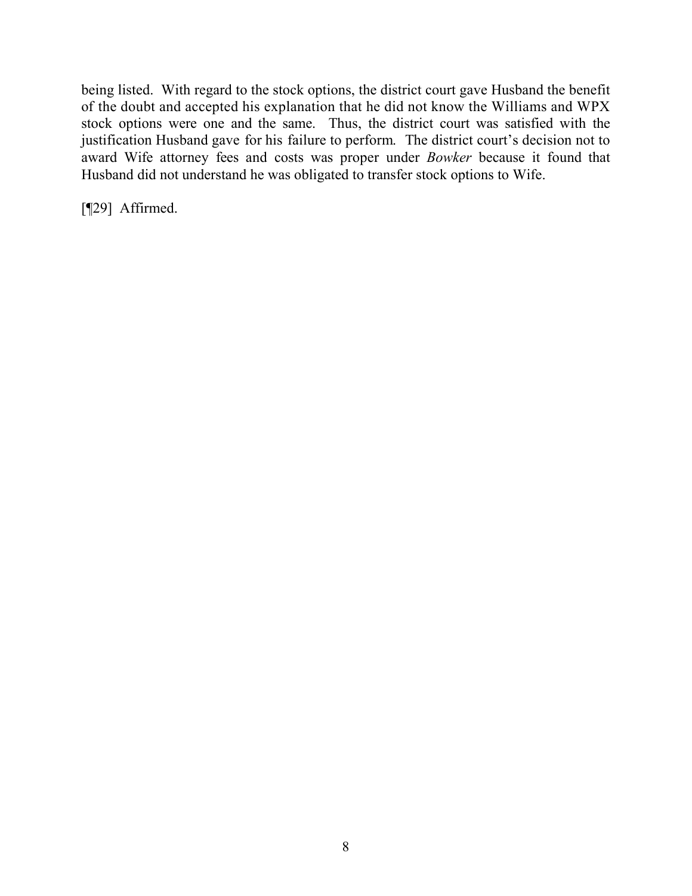being listed. With regard to the stock options, the district court gave Husband the benefit of the doubt and accepted his explanation that he did not know the Williams and WPX stock options were one and the same. Thus, the district court was satisfied with the justification Husband gave for his failure to perform. The district court's decision not to award Wife attorney fees and costs was proper under *Bowker* because it found that Husband did not understand he was obligated to transfer stock options to Wife.

[¶29] Affirmed.